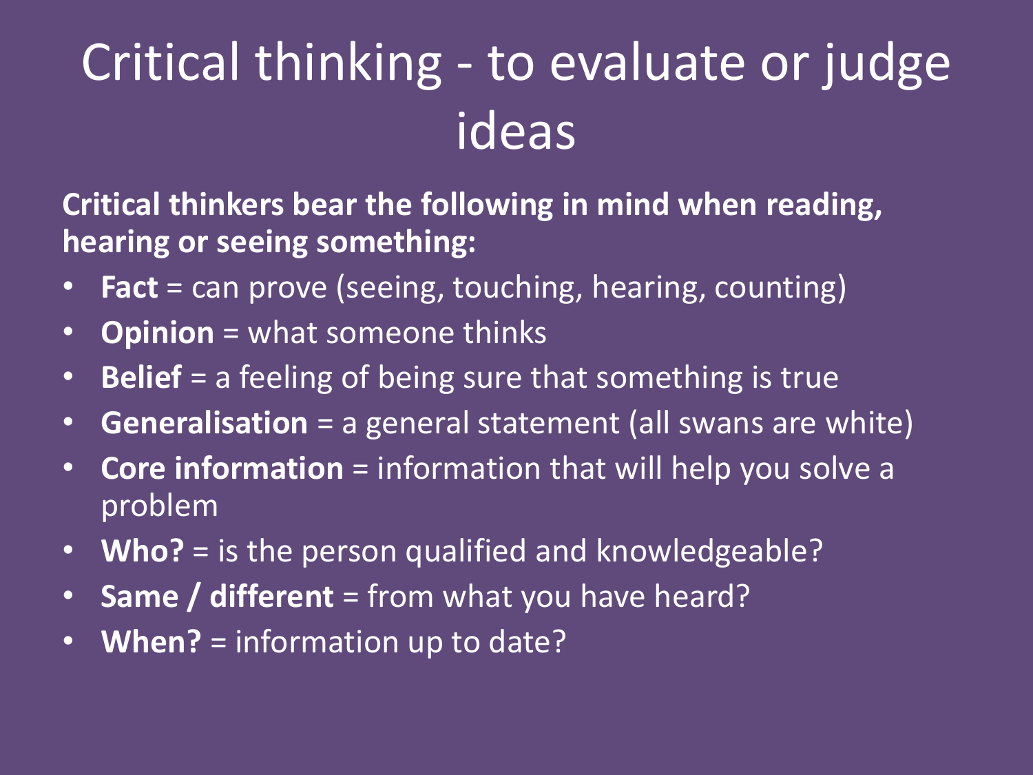# Critical thinking - to evaluate or judge ideas

**Critical thinkers bear the following in mind when reading, hearing or seeing something:**

- **Fact** = can prove (seeing, touching, hearing, counting)
- **Opinion** = what someone thinks
- **Belief** = a feeling of being sure that something is true
- **Generalisation** = a general statement (all swans are white)
- **Core information** = information that will help you solve a problem
- **Who?** = is the person qualified and knowledgeable?
- **Same / different** = from what you have heard?
- **When?** = information up to date?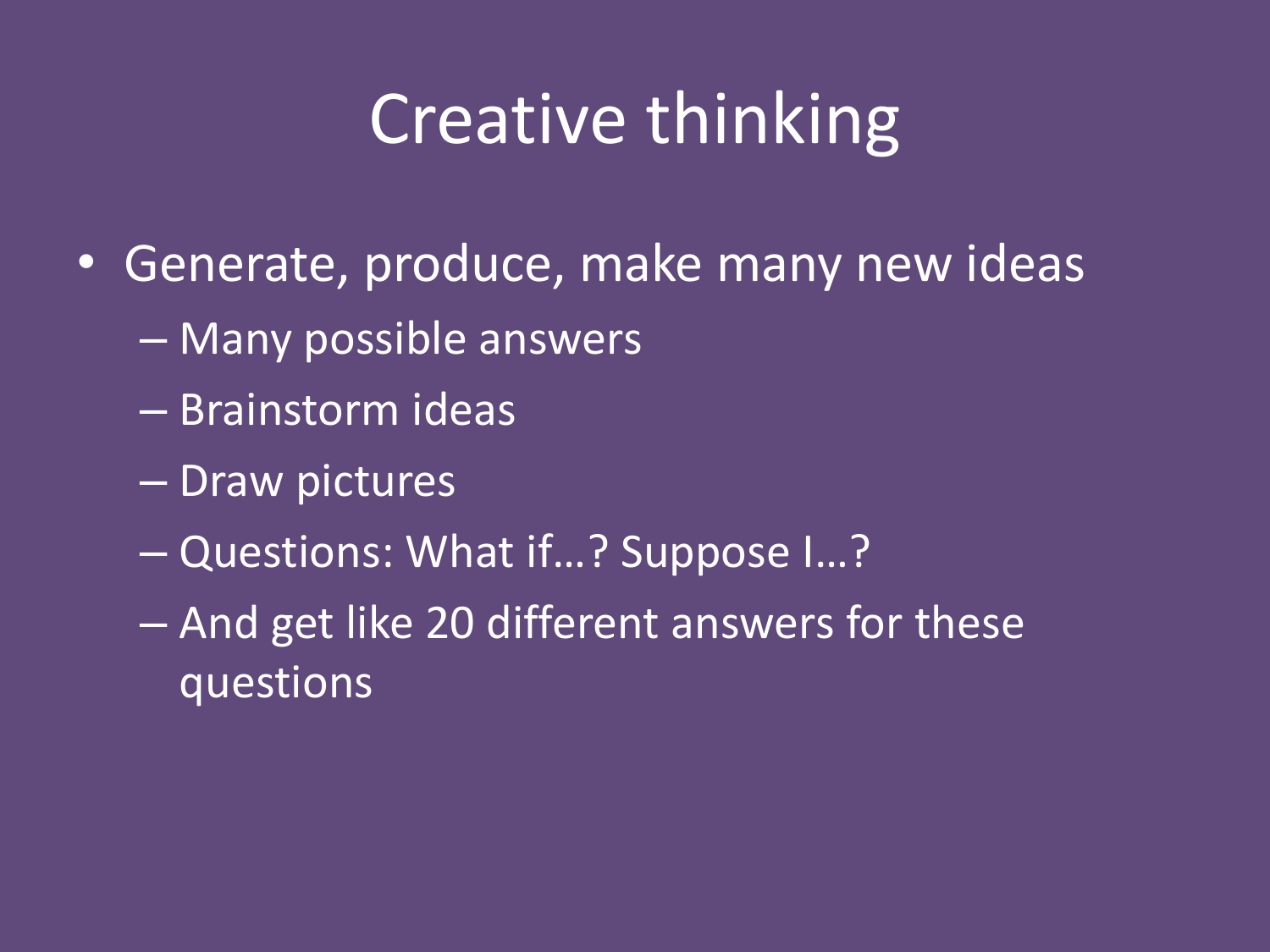# Creative thinking

- Generate, produce, make many new ideas
  - Many possible answers
  - Brainstorm ideas
  - Draw pictures
  - Questions: What if…? Suppose I…?
  - And get like 20 different answers for these questions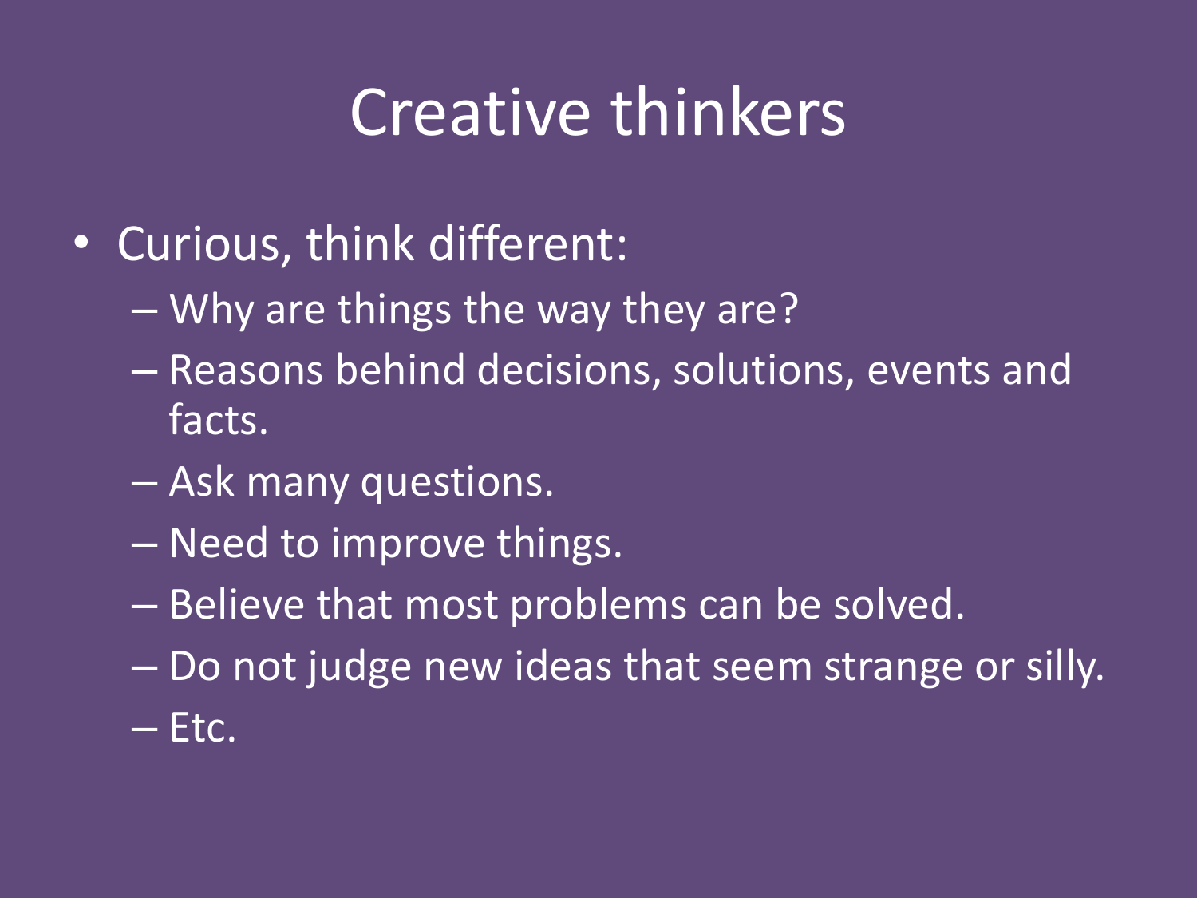# Creative thinkers

- Curious, think different:
  - Why are things the way they are?
  - Reasons behind decisions, solutions, events and facts.
  - Ask many questions.
  - Need to improve things.
  - Believe that most problems can be solved.
  - Do not judge new ideas that seem strange or silly.
  - Etc.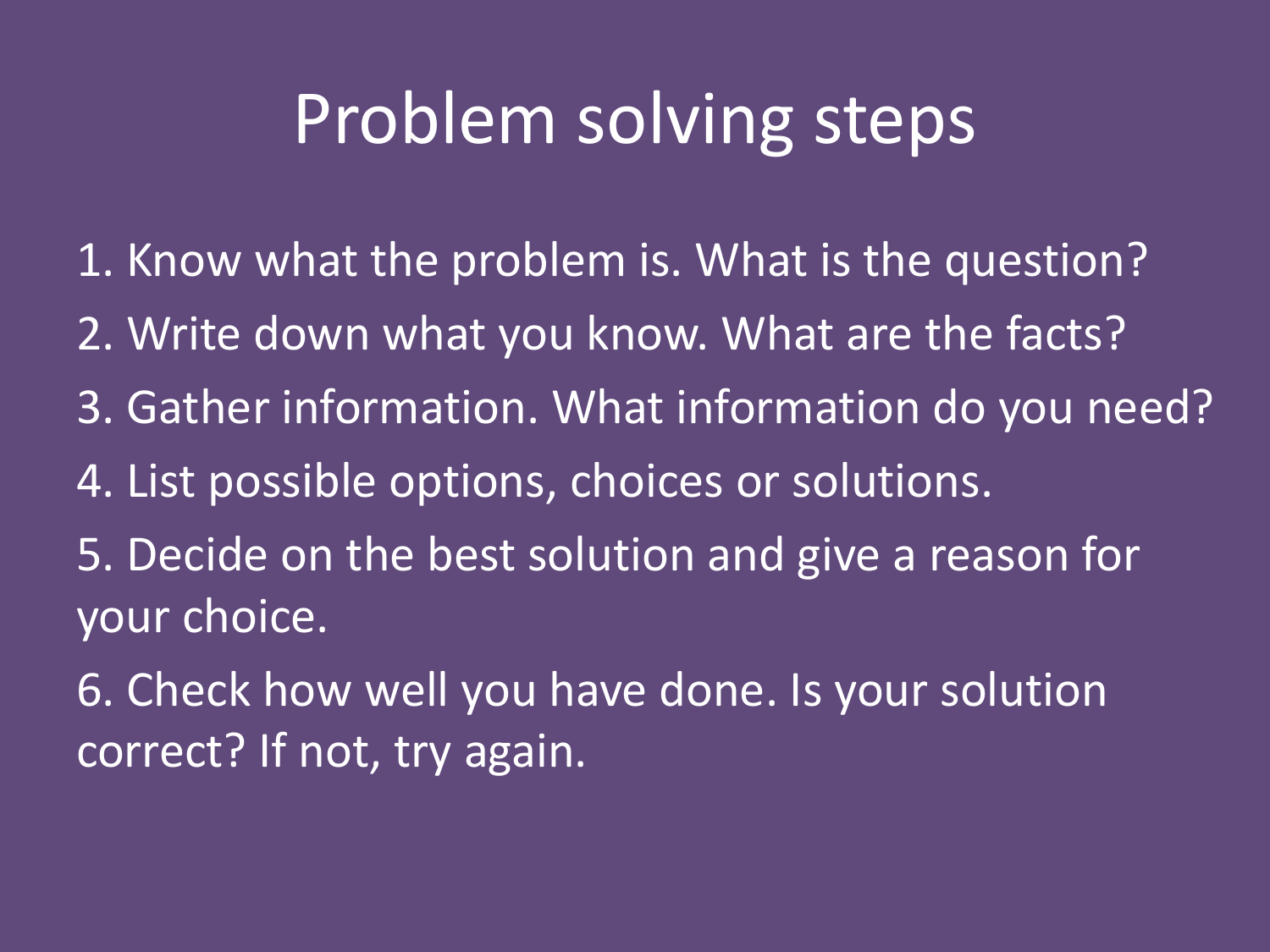# Problem solving steps

1. Know what the problem is. What is the question?
2. Write down what you know. What are the facts?
3. Gather information. What information do you need?
4. List possible options, choices or solutions.
5. Decide on the best solution and give a reason for your choice.
6. Check how well you have done. Is your solution correct? If not, try again.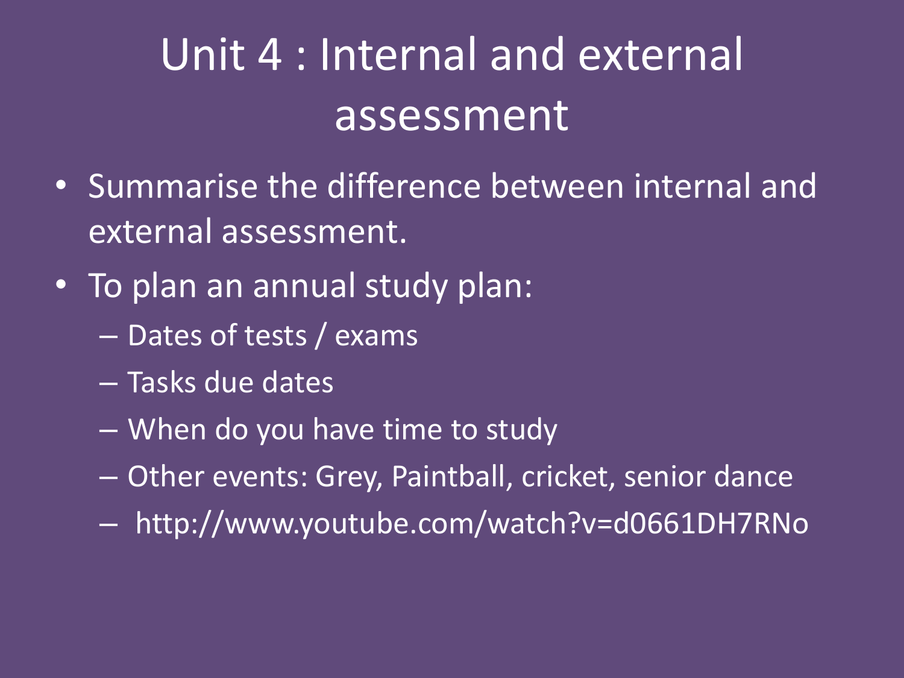# Unit 4 : Internal and external assessment

- Summarise the difference between internal and external assessment.
- To plan an annual study plan:
  - Dates of tests / exams
  - Tasks due dates
  - When do you have time to study
  - Other events: Grey, Paintball, cricket, senior dance
  - http://www.youtube.com/watch?v=d0661DH7RNo